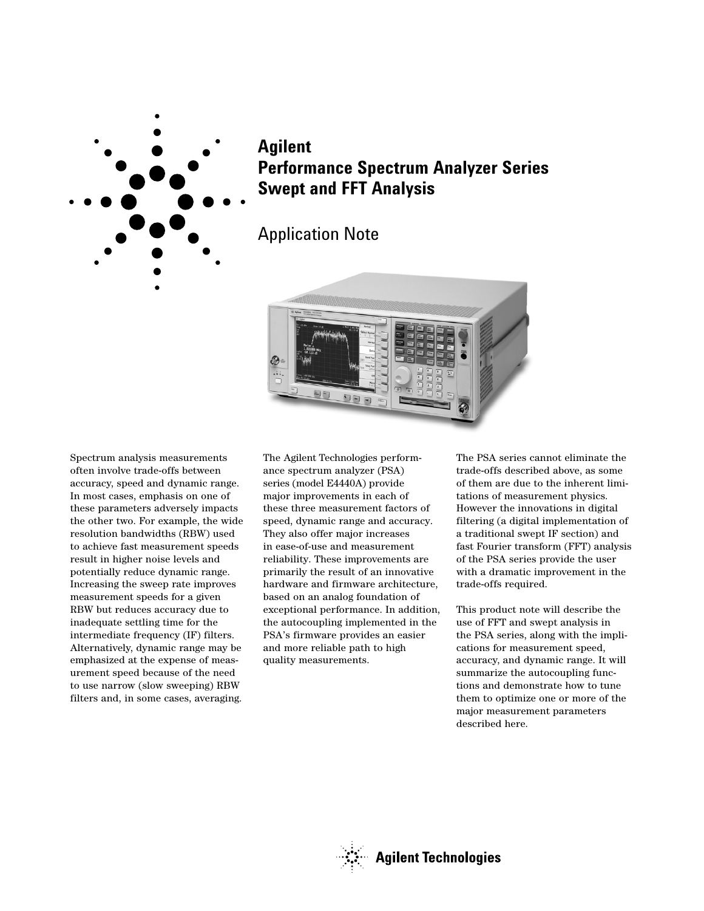# Agilent Performance Spectrum Analyzer Series Swept and FFT Analysis

## Application Note

Spectrum analysis measurements often involve trade-offs between accuracy, speed and dynamic range. In most cases, emphasis on one of these parameters adversely impacts the other two. For example, the wide resolution bandwidths (RBW) used to achieve fast measurement speeds result in higher noise levels and potentially reduce dynamic range. Increasing the sweep rate improves measurement speeds for a given RBW but reduces accuracy due to inadequate settling time for the intermediate frequency (IF) filters. Alternatively, dynamic range may be emphasized at the expense of measurement speed because of the need to use narrow (slow sweeping) RBW filters and, in some cases, averaging.

The Agilent Technologies performance spectrum analyzer (PSA) series (model E4440A) provide major improvements in each of these three measurement factors of speed, dynamic range and accuracy. They also offer major increases in ease-of-use and measurement reliability. These improvements are primarily the result of an innovative hardware and firmware architecture, based on an analog foundation of exceptional performance. In addition, the autocoupling implemented in the PSA's firmware provides an easier and more reliable path to high quality measurements.

The PSA series cannot eliminate the trade-offs described above, as some of them are due to the inherent limitations of measurement physics. However the innovations in digital filtering (a digital implementation of a traditional swept IF section) and fast Fourier transform (FFT) analysis of the PSA series provide the user with a dramatic improvement in the trade-offs required.

This product note will describe the use of FFT and swept analysis in the PSA series, along with the implications for measurement speed, accuracy, and dynamic range. It will summarize the autocoupling functions and demonstrate how to tune them to optimize one or more of the major measurement parameters described here.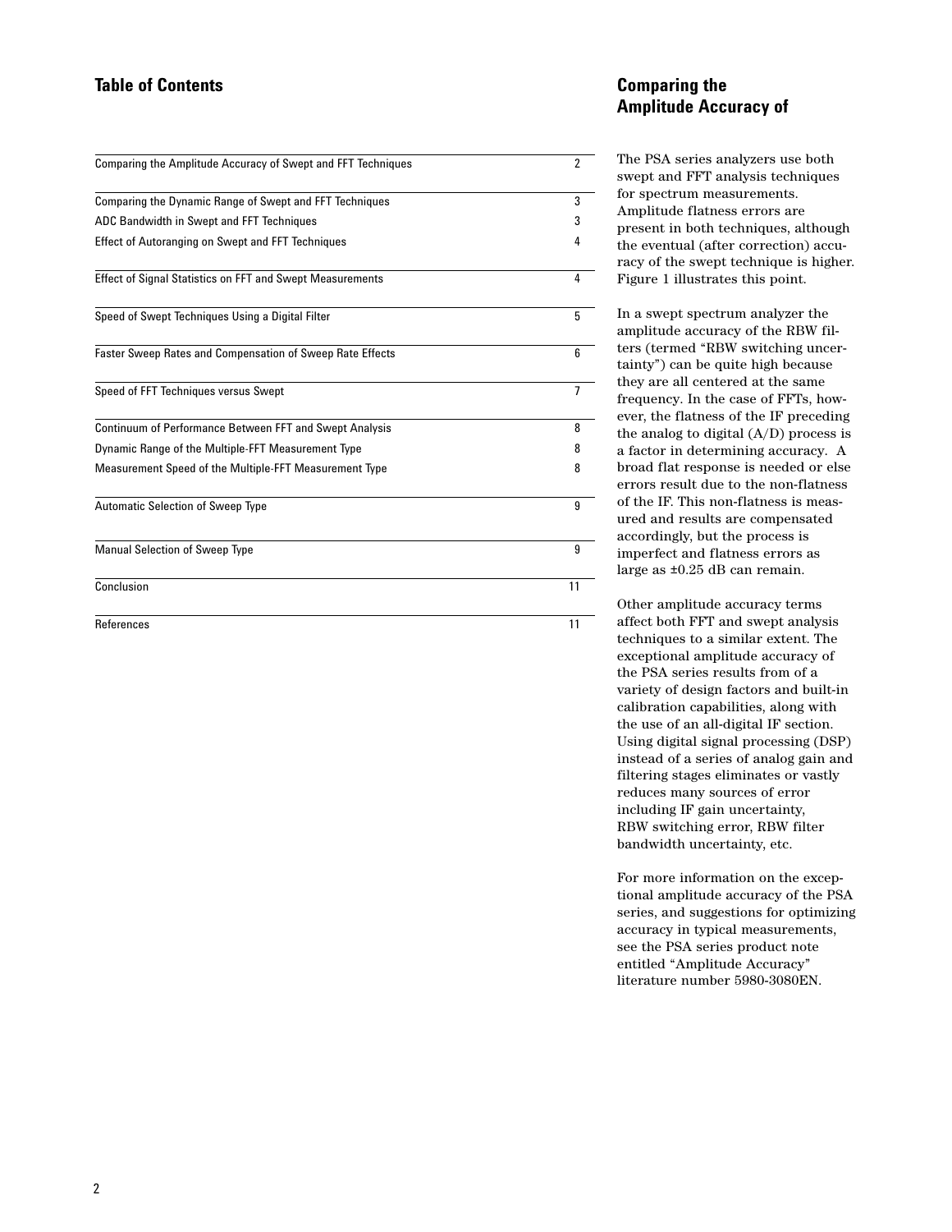## Table of Contents

| | |
|---|---|
| Comparing the Amplitude Accuracy of Swept and FFT Techniques | 2 |
| Comparing the Dynamic Range of Swept and FFT Techniques | 3 |
| ADC Bandwidth in Swept and FFT Techniques | 3 |
| Effect of Autoranging on Swept and FFT Techniques | 4 |
| Effect of Signal Statistics on FFT and Swept Measurements | 4 |
| Speed of Swept Techniques Using a Digital Filter | 5 |
| Faster Sweep Rates and Compensation of Sweep Rate Effects | 6 |
| Speed of FFT Techniques versus Swept | 7 |
| Continuum of Performance Between FFT and Swept Analysis | 8 |
| Dynamic Range of the Multiple-FFT Measurement Type | 8 |
| Measurement Speed of the Multiple-FFT Measurement Type | 8 |
| Automatic Selection of Sweep Type | 9 |
| Manual Selection of Sweep Type | 9 |
| Conclusion | 11 |
| References | 11 |

## Comparing the Amplitude Accuracy of

The PSA series analyzers use both swept and FFT analysis techniques for spectrum measurements. Amplitude flatness errors are present in both techniques, although the eventual (after correction) accuracy of the swept technique is higher. Figure 1 illustrates this point.

In a swept spectrum analyzer the amplitude accuracy of the RBW filters (termed "RBW switching uncertainty") can be quite high because they are all centered at the same frequency. In the case of FFTs, however, the flatness of the IF preceding the analog to digital (A/D) process is a factor in determining accuracy. A broad flat response is needed or else errors result due to the non-flatness of the IF. This non-flatness is measured and results are compensated accordingly, but the process is imperfect and flatness errors as large as ±0.25 dB can remain.

Other amplitude accuracy terms affect both FFT and swept analysis techniques to a similar extent. The exceptional amplitude accuracy of the PSA series results from of a variety of design factors and built-in calibration capabilities, along with the use of an all-digital IF section. Using digital signal processing (DSP) instead of a series of analog gain and filtering stages eliminates or vastly reduces many sources of error including IF gain uncertainty, RBW switching error, RBW filter bandwidth uncertainty, etc.

For more information on the exceptional amplitude accuracy of the PSA series, and suggestions for optimizing accuracy in typical measurements, see the PSA series product note entitled "Amplitude Accuracy" literature number 5980-3080EN.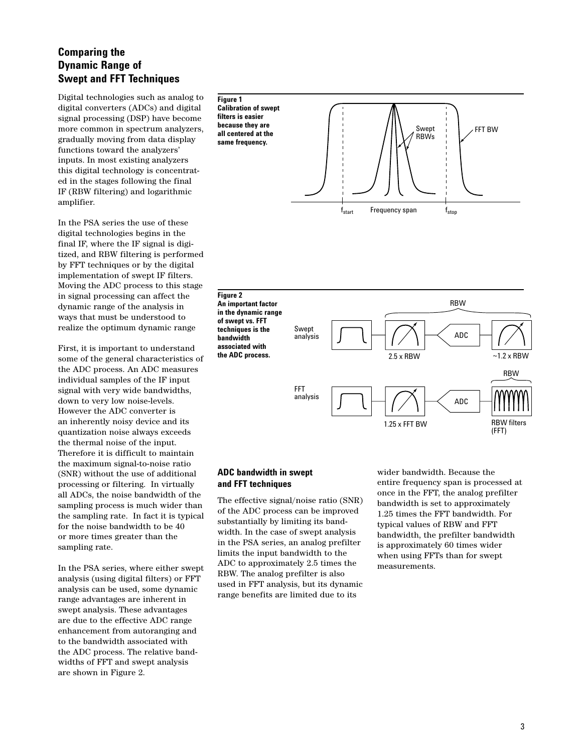## Comparing the Dynamic Range of Swept and FFT Techniques

Digital technologies such as analog to digital converters (ADCs) and digital signal processing (DSP) have become more common in spectrum analyzers, gradually moving from data display functions toward the analyzers' inputs. In most existing analyzers this digital technology is concentrated in the stages following the final IF (RBW filtering) and logarithmic amplifier.

In the PSA series the use of these digital technologies begins in the final IF, where the IF signal is digitized, and RBW filtering is performed by FFT techniques or by the digital implementation of swept IF filters. Moving the ADC process to this stage in signal processing can affect the dynamic range of the analysis in ways that must be understood to realize the optimum dynamic range

First, it is important to understand some of the general characteristics of the ADC process. An ADC measures individual samples of the IF input signal with very wide bandwidths, down to very low noise-levels. However the ADC converter is an inherently noisy device and its quantization noise always exceeds the thermal noise of the input. Therefore it is difficult to maintain the maximum signal-to-noise ratio (SNR) without the use of additional processing or filtering. In virtually all ADCs, the noise bandwidth of the sampling process is much wider than the sampling rate. In fact it is typical for the noise bandwidth to be 40 or more times greater than the sampling rate.

In the PSA series, where either swept analysis (using digital filters) or FFT analysis can be used, some dynamic range advantages are inherent in swept analysis. These advantages are due to the effective ADC range enhancement from autoranging and to the bandwidth associated with the ADC process. The relative bandwidths of FFT and swept analysis are shown in Figure 2.

**Figure 1**
**Calibration of swept filters is easier because they are all centered at the same frequency.**

**Figure 2**
**An important factor in the dynamic range of swept vs. FFT techniques is the bandwidth associated with the ADC process.**

### ADC bandwidth in swept and FFT techniques

The effective signal/noise ratio (SNR) of the ADC process can be improved substantially by limiting its bandwidth. In the case of swept analysis in the PSA series, an analog prefilter limits the input bandwidth to the ADC to approximately 2.5 times the RBW. The analog prefilter is also used in FFT analysis, but its dynamic range benefits are limited due to its wider bandwidth. Because the entire frequency span is processed at once in the FFT, the analog prefilter bandwidth is set to approximately 1.25 times the FFT bandwidth. For typical values of RBW and FFT bandwidth, the prefilter bandwidth is approximately 60 times wider when using FFTs than for swept measurements.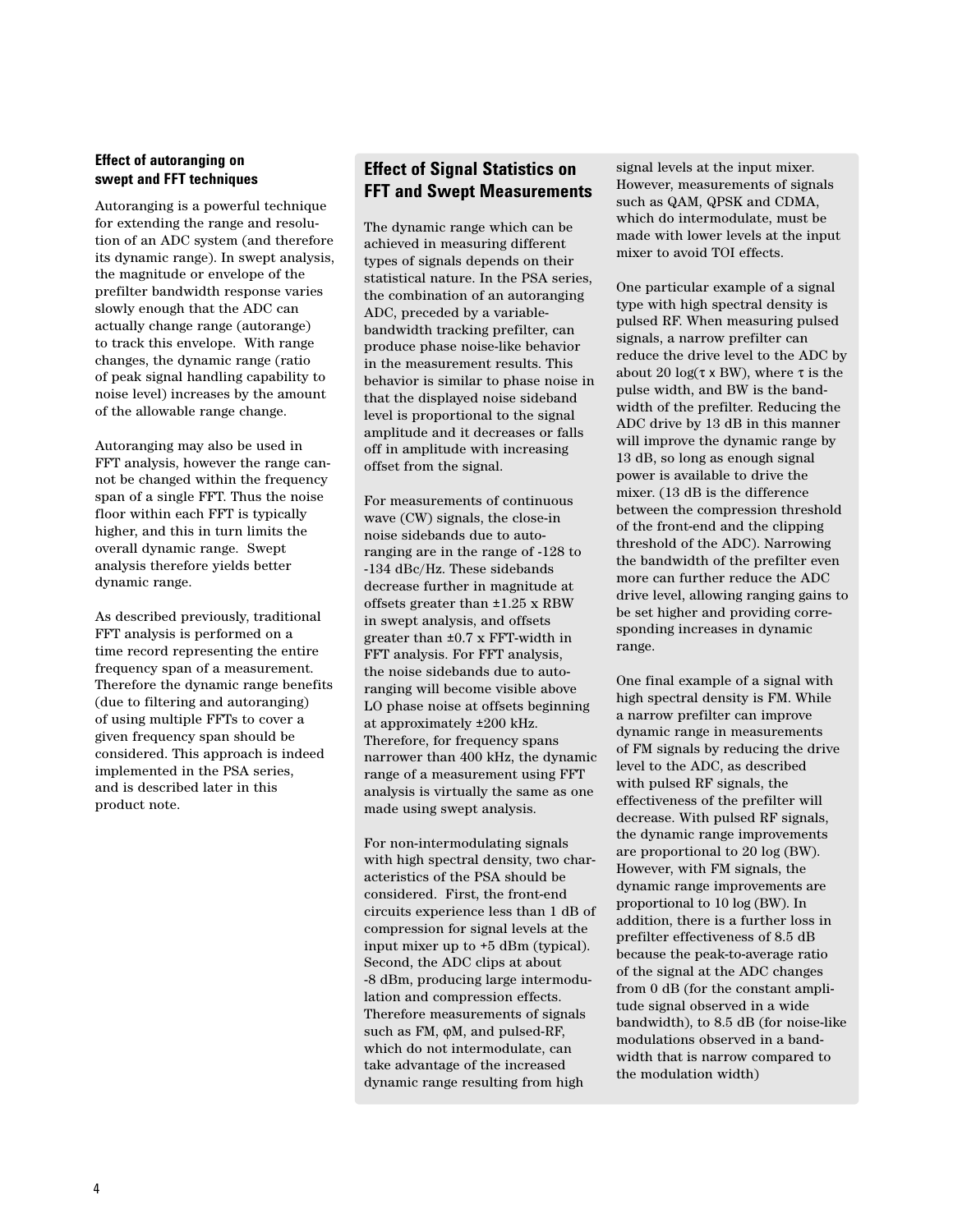### Effect of autoranging on swept and FFT techniques

Autoranging is a powerful technique for extending the range and resolution of an ADC system (and therefore its dynamic range). In swept analysis, the magnitude or envelope of the prefilter bandwidth response varies slowly enough that the ADC can actually change range (autorange) to track this envelope. With range changes, the dynamic range (ratio of peak signal handling capability to noise level) increases by the amount of the allowable range change.

Autoranging may also be used in FFT analysis, however the range cannot be changed within the frequency span of a single FFT. Thus the noise floor within each FFT is typically higher, and this in turn limits the overall dynamic range. Swept analysis therefore yields better dynamic range.

As described previously, traditional FFT analysis is performed on a time record representing the entire frequency span of a measurement. Therefore the dynamic range benefits (due to filtering and autoranging) of using multiple FFTs to cover a given frequency span should be considered. This approach is indeed implemented in the PSA series, and is described later in this product note.

## Effect of Signal Statistics on FFT and Swept Measurements

The dynamic range which can be achieved in measuring different types of signals depends on their statistical nature. In the PSA series, the combination of an autoranging ADC, preceded by a variable-bandwidth tracking prefilter, can produce phase noise-like behavior in the measurement results. This behavior is similar to phase noise in that the displayed noise sideband level is proportional to the signal amplitude and it decreases or falls off in amplitude with increasing offset from the signal.

For measurements of continuous wave (CW) signals, the close-in noise sidebands due to autoranging are in the range of -128 to -134 dBc/Hz. These sidebands decrease further in magnitude at offsets greater than ±1.25 x RBW in swept analysis, and offsets greater than ±0.7 x FFT-width in FFT analysis. For FFT analysis, the noise sidebands due to autoranging will become visible above LO phase noise at offsets beginning at approximately ±200 kHz. Therefore, for frequency spans narrower than 400 kHz, the dynamic range of a measurement using FFT analysis is virtually the same as one made using swept analysis.

For non-intermodulating signals with high spectral density, two characteristics of the PSA should be considered. First, the front-end circuits experience less than 1 dB of compression for signal levels at the input mixer up to +5 dBm (typical). Second, the ADC clips at about -8 dBm, producing large intermodulation and compression effects. Therefore measurements of signals such as FM, φM, and pulsed-RF, which do not intermodulate, can take advantage of the increased dynamic range resulting from high signal levels at the input mixer. However, measurements of signals such as QAM, QPSK and CDMA, which do intermodulate, must be made with lower levels at the input mixer to avoid TOI effects.

One particular example of a signal type with high spectral density is pulsed RF. When measuring pulsed signals, a narrow prefilter can reduce the drive level to the ADC by about $20 \log(\tau \times \text{BW})$, where $\tau$ is the pulse width, and BW is the bandwidth of the prefilter. Reducing the ADC drive by 13 dB in this manner will improve the dynamic range by 13 dB, so long as enough signal power is available to drive the mixer. (13 dB is the difference between the compression threshold of the front-end and the clipping threshold of the ADC). Narrowing the bandwidth of the prefilter even more can further reduce the ADC drive level, allowing ranging gains to be set higher and providing corresponding increases in dynamic range.

One final example of a signal with high spectral density is FM. While a narrow prefilter can improve dynamic range in measurements of FM signals by reducing the drive level to the ADC, as described with pulsed RF signals, the effectiveness of the prefilter will decrease. With pulsed RF signals, the dynamic range improvements are proportional to 20 log (BW). However, with FM signals, the dynamic range improvements are proportional to 10 log (BW). In addition, there is a further loss in prefilter effectiveness of 8.5 dB because the peak-to-average ratio of the signal at the ADC changes from 0 dB (for the constant amplitude signal observed in a wide bandwidth), to 8.5 dB (for noise-like modulations observed in a bandwidth that is narrow compared to the modulation width)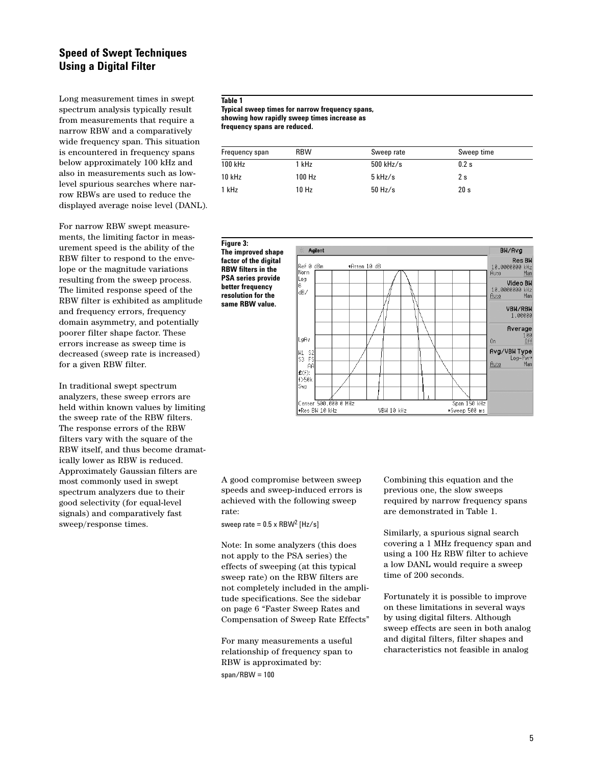## Speed of Swept Techniques Using a Digital Filter

Long measurement times in swept spectrum analysis typically result from measurements that require a narrow RBW and a comparatively wide frequency span. This situation is encountered in frequency spans below approximately 100 kHz and also in measurements such as low-level spurious searches where narrow RBWs are used to reduce the displayed average noise level (DANL).

For narrow RBW swept measurements, the limiting factor in measurement speed is the ability of the RBW filter to respond to the envelope or the magnitude variations resulting from the sweep process. The limited response speed of the RBW filter is exhibited as amplitude and frequency errors, frequency domain asymmetry, and potentially poorer filter shape factor. These errors increase as sweep time is decreased (sweep rate is increased) for a given RBW filter.

In traditional swept spectrum analyzers, these sweep errors are held within known values by limiting the sweep rate of the RBW filters. The response errors of the RBW filters vary with the square of the RBW itself, and thus become dramatically lower as RBW is reduced. Approximately Gaussian filters are most commonly used in swept spectrum analyzers due to their good selectivity (for equal-level signals) and comparatively fast sweep/response times.

**Table 1**
**Typical sweep times for narrow frequency spans, showing how rapidly sweep times increase as frequency spans are reduced.**

| Frequency span | RBW | Sweep rate | Sweep time |
|---|---|---|---|
| 100 kHz | 1 kHz | 500 kHz/s | 0.2 s |
| 10 kHz | 100 Hz | 5 kHz/s | 2 s |
| 1 kHz | 10 Hz | 50 Hz/s | 20 s |

**Figure 3: The improved shape factor of the digital RBW filters in the PSA series provide better frequency resolution for the same RBW value.**

A good compromise between sweep speeds and sweep-induced errors is achieved with the following sweep rate:

$$\text{sweep rate} = 0.5 \times \text{RBW}^2 \text{ [Hz/s]}$$

Note: In some analyzers (this does not apply to the PSA series) the effects of sweeping (at this typical sweep rate) on the RBW filters are not completely included in the amplitude specifications. See the sidebar on page 6 "Faster Sweep Rates and Compensation of Sweep Rate Effects"

For many measurements a useful relationship of frequency span to RBW is approximated by:

$$\text{span/RBW} = 100$$

Combining this equation and the previous one, the slow sweeps required by narrow frequency spans are demonstrated in Table 1.

Similarly, a spurious signal search covering a 1 MHz frequency span and using a 100 Hz RBW filter to achieve a low DANL would require a sweep time of 200 seconds.

Fortunately it is possible to improve on these limitations in several ways by using digital filters. Although sweep effects are seen in both analog and digital filters, filter shapes and characteristics not feasible in analog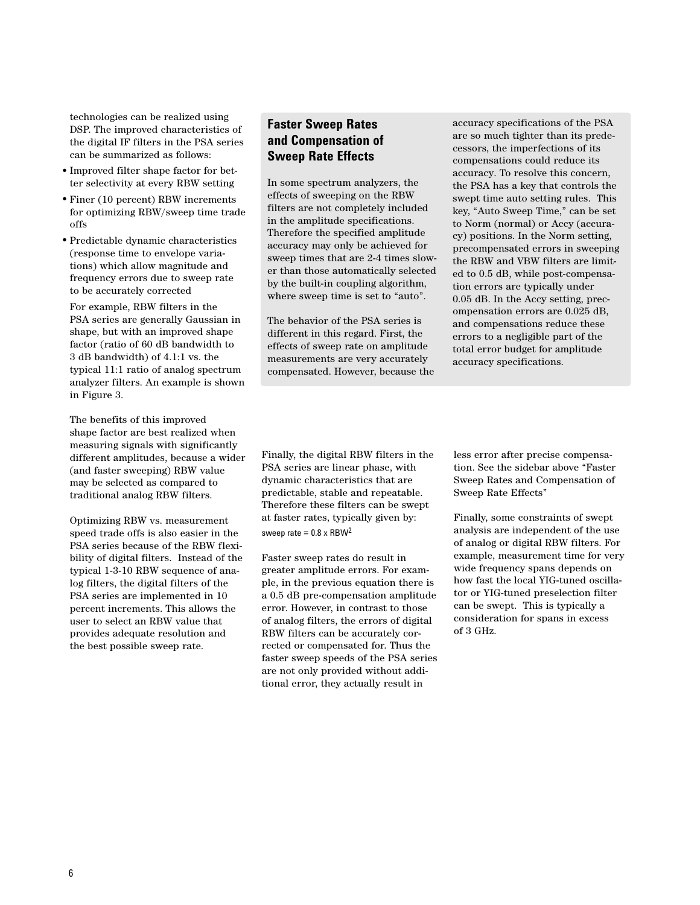technologies can be realized using DSP. The improved characteristics of the digital IF filters in the PSA series can be summarized as follows:

- Improved filter shape factor for better selectivity at every RBW setting
- Finer (10 percent) RBW increments for optimizing RBW/sweep time trade offs
- Predictable dynamic characteristics (response time to envelope variations) which allow magnitude and frequency errors due to sweep rate to be accurately corrected

For example, RBW filters in the PSA series are generally Gaussian in shape, but with an improved shape factor (ratio of 60 dB bandwidth to 3 dB bandwidth) of 4.1:1 vs. the typical 11:1 ratio of analog spectrum analyzer filters. An example is shown in Figure 3.

The benefits of this improved shape factor are best realized when measuring signals with significantly different amplitudes, because a wider (and faster sweeping) RBW value may be selected as compared to traditional analog RBW filters.

Optimizing RBW vs. measurement speed trade offs is also easier in the PSA series because of the RBW flexibility of digital filters. Instead of the typical 1-3-10 RBW sequence of analog filters, the digital filters of the PSA series are implemented in 10 percent increments. This allows the user to select an RBW value that provides adequate resolution and the best possible sweep rate.

## Faster Sweep Rates and Compensation of Sweep Rate Effects

In some spectrum analyzers, the effects of sweeping on the RBW filters are not completely included in the amplitude specifications. Therefore the specified amplitude accuracy may only be achieved for sweep times that are 2-4 times slower than those automatically selected by the built-in coupling algorithm, where sweep time is set to "auto".

The behavior of the PSA series is different in this regard. First, the effects of sweep rate on amplitude measurements are very accurately compensated. However, because the accuracy specifications of the PSA are so much tighter than its predecessors, the imperfections of its compensations could reduce its accuracy. To resolve this concern, the PSA has a key that controls the swept time auto setting rules. This key, "Auto Sweep Time," can be set to Norm (normal) or Accy (accuracy) positions. In the Norm setting, precompensated errors in sweeping the RBW and VBW filters are limited to 0.5 dB, while post-compensation errors are typically under 0.05 dB. In the Accy setting, precompensation errors are 0.025 dB, and compensations reduce these errors to a negligible part of the total error budget for amplitude accuracy specifications.

Finally, the digital RBW filters in the PSA series are linear phase, with dynamic characteristics that are predictable, stable and repeatable. Therefore these filters can be swept at faster rates, typically given by:

$$\text{sweep rate} = 0.8 \times \text{RBW}^2$$

Faster sweep rates do result in greater amplitude errors. For example, in the previous equation there is a 0.5 dB pre-compensation amplitude error. However, in contrast to those of analog filters, the errors of digital RBW filters can be accurately corrected or compensated for. Thus the faster sweep speeds of the PSA series are not only provided without additional error, they actually result in less error after precise compensation. See the sidebar above "Faster Sweep Rates and Compensation of Sweep Rate Effects"

Finally, some constraints of swept analysis are independent of the use of analog or digital RBW filters. For example, measurement time for very wide frequency spans depends on how fast the local YIG-tuned oscillator or YIG-tuned preselection filter can be swept. This is typically a consideration for spans in excess of 3 GHz.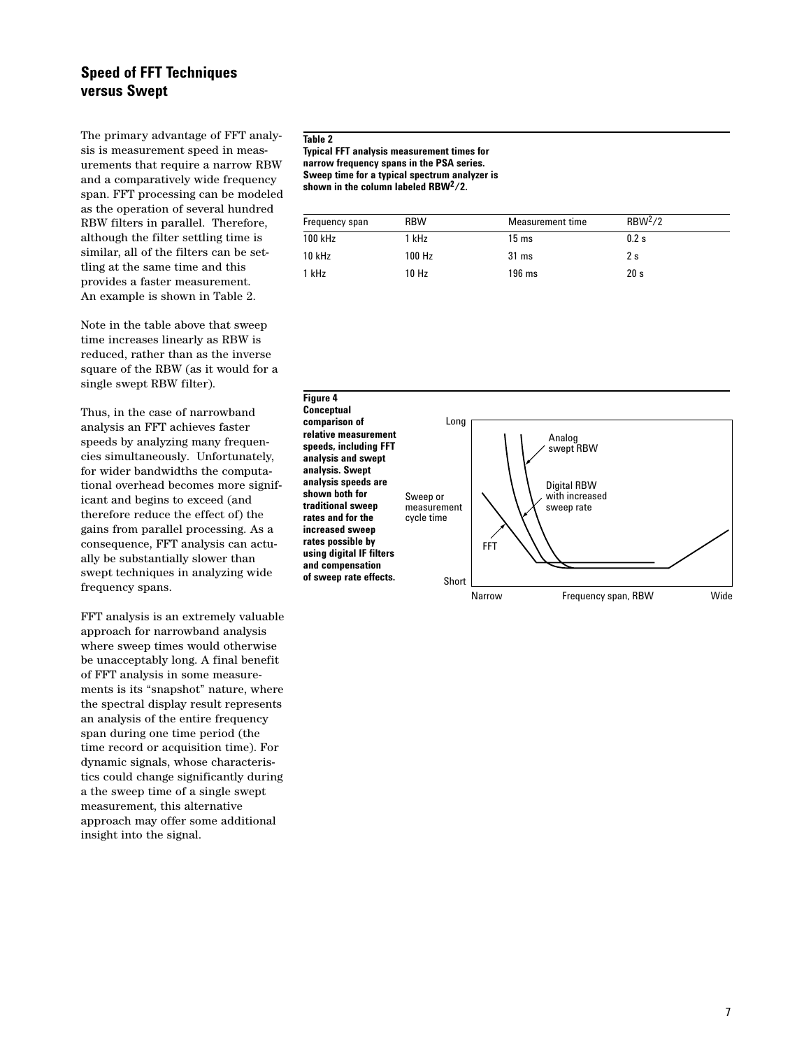## Speed of FFT Techniques versus Swept

The primary advantage of FFT analysis is measurement speed in measurements that require a narrow RBW and a comparatively wide frequency span. FFT processing can be modeled as the operation of several hundred RBW filters in parallel. Therefore, although the filter settling time is similar, all of the filters can be settling at the same time and this provides a faster measurement. An example is shown in Table 2.

**Table 2**
**Typical FFT analysis measurement times for narrow frequency spans in the PSA series. Sweep time for a typical spectrum analyzer is shown in the column labeled $RBW^2/2$.**

| Frequency span | RBW | Measurement time | $RBW^2/2$ |
|---|---|---|---|
| 100 kHz | 1 kHz | 15 ms | 0.2 s |
| 10 kHz | 100 Hz | 31 ms | 2 s |
| 1 kHz | 10 Hz | 196 ms | 20 s |

Note in the table above that sweep time increases linearly as RBW is reduced, rather than as the inverse square of the RBW (as it would for a single swept RBW filter).

Thus, in the case of narrowband analysis an FFT achieves faster speeds by analyzing many frequencies simultaneously. Unfortunately, for wider bandwidths the computational overhead becomes more significant and begins to exceed (and therefore reduce the effect of) the gains from parallel processing. As a consequence, FFT analysis can actually be substantially slower than swept techniques in analyzing wide frequency spans.

FFT analysis is an extremely valuable approach for narrowband analysis where sweep times would otherwise be unacceptably long. A final benefit of FFT analysis in some measurements is its "snapshot" nature, where the spectral display result represents an analysis of the entire frequency span during one time period (the time record or acquisition time). For dynamic signals, whose characteristics could change significantly during a the sweep time of a single swept measurement, this alternative approach may offer some additional insight into the signal.

**Figure 4**
**Conceptual comparison of relative measurement speeds, including FFT analysis and swept analysis. Swept analysis speeds are shown both for traditional sweep rates and for the increased sweep rates possible by using digital IF filters and compensation of sweep rate effects.**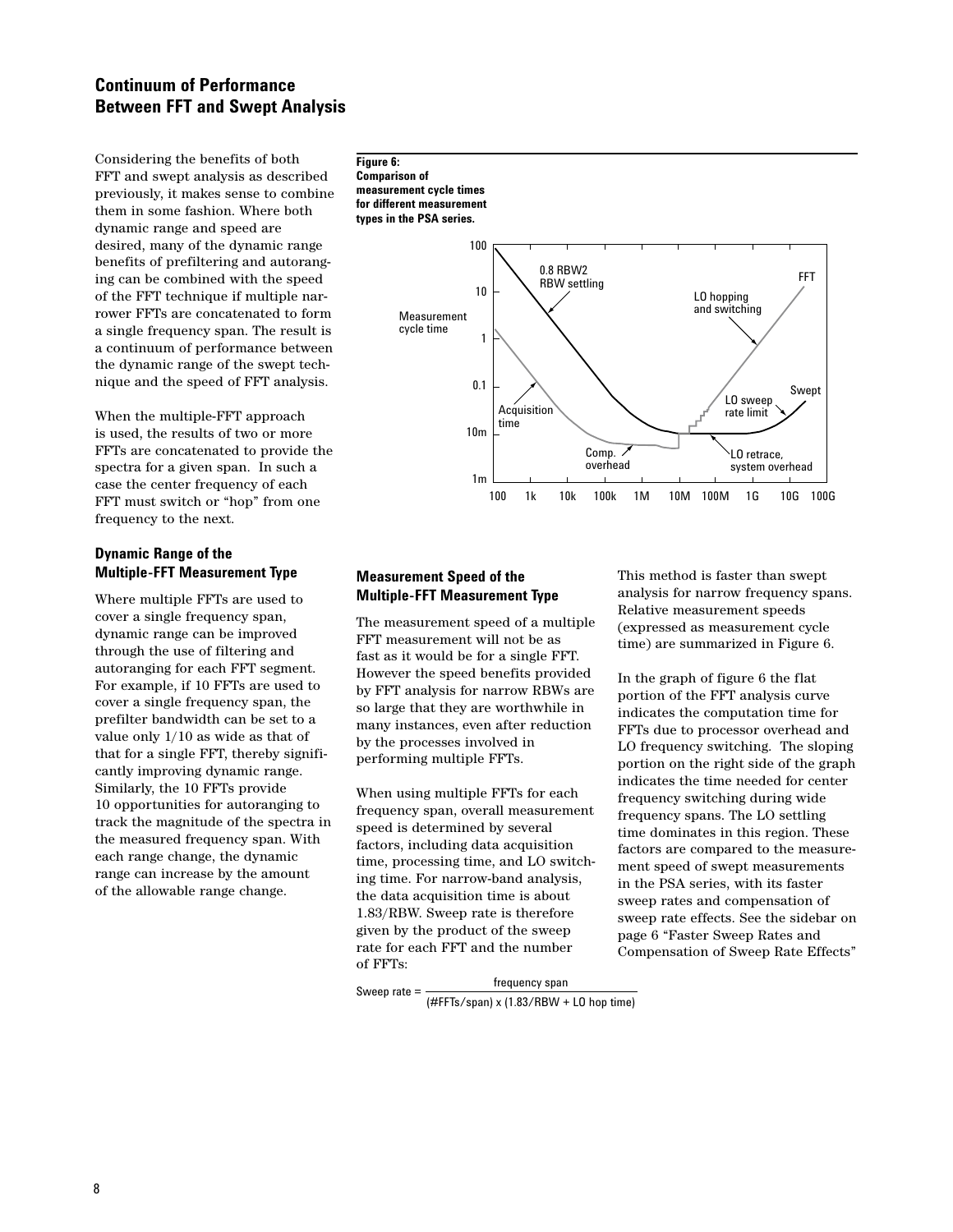## Continuum of Performance Between FFT and Swept Analysis

Considering the benefits of both FFT and swept analysis as described previously, it makes sense to combine them in some fashion. Where both dynamic range and speed are desired, many of the dynamic range benefits of prefiltering and autoranging can be combined with the speed of the FFT technique if multiple narrower FFTs are concatenated to form a single frequency span. The result is a continuum of performance between the dynamic range of the swept technique and the speed of FFT analysis.

When the multiple-FFT approach is used, the results of two or more FFTs are concatenated to provide the spectra for a given span. In such a case the center frequency of each FFT must switch or "hop" from one frequency to the next.

### Dynamic Range of the Multiple-FFT Measurement Type

Where multiple FFTs are used to cover a single frequency span, dynamic range can be improved through the use of filtering and autoranging for each FFT segment. For example, if 10 FFTs are used to cover a single frequency span, the prefilter bandwidth can be set to a value only 1/10 as wide as that of that for a single FFT, thereby significantly improving dynamic range. Similarly, the 10 FFTs provide 10 opportunities for autoranging to track the magnitude of the spectra in the measured frequency span. With each range change, the dynamic range can increase by the amount of the allowable range change.

**Figure 6: Comparison of measurement cycle times for different measurement types in the PSA series.**

### Measurement Speed of the Multiple-FFT Measurement Type

The measurement speed of a multiple FFT measurement will not be as fast as it would be for a single FFT. However the speed benefits provided by FFT analysis for narrow RBWs are so large that they are worthwhile in many instances, even after reduction by the processes involved in performing multiple FFTs.

When using multiple FFTs for each frequency span, overall measurement speed is determined by several factors, including data acquisition time, processing time, and LO switching time. For narrow-band analysis, the data acquisition time is about 1.83/RBW. Sweep rate is therefore given by the product of the sweep rate for each FFT and the number of FFTs:

$$\text{Sweep rate} = \frac{\text{frequency span}}{(\text{\#FFTs/span}) \times (1.83/\text{RBW} + \text{LO hop time})}$$

This method is faster than swept analysis for narrow frequency spans. Relative measurement speeds (expressed as measurement cycle time) are summarized in Figure 6.

In the graph of figure 6 the flat portion of the FFT analysis curve indicates the computation time for FFTs due to processor overhead and LO frequency switching. The sloping portion on the right side of the graph indicates the time needed for center frequency switching during wide frequency spans. The LO settling time dominates in this region. These factors are compared to the measurement speed of swept measurements in the PSA series, with its faster sweep rates and compensation of sweep rate effects. See the sidebar on page 6 "Faster Sweep Rates and Compensation of Sweep Rate Effects"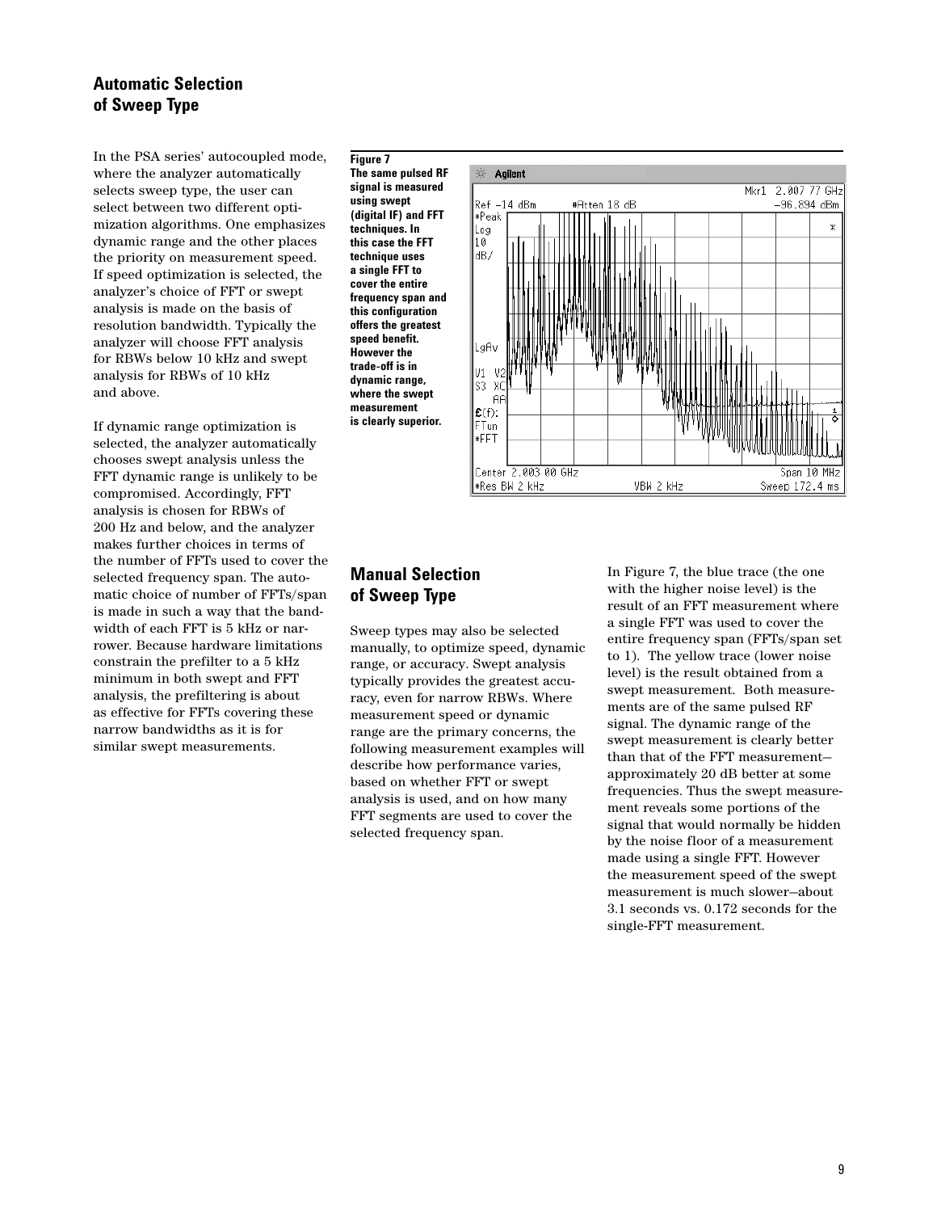## Automatic Selection of Sweep Type

In the PSA series' autocoupled mode, where the analyzer automatically selects sweep type, the user can select between two different optimization algorithms. One emphasizes dynamic range and the other places the priority on measurement speed. If speed optimization is selected, the analyzer's choice of FFT or swept analysis is made on the basis of resolution bandwidth. Typically the analyzer will choose FFT analysis for RBWs below 10 kHz and swept analysis for RBWs of 10 kHz and above.

If dynamic range optimization is selected, the analyzer automatically chooses swept analysis unless the FFT dynamic range is unlikely to be compromised. Accordingly, FFT analysis is chosen for RBWs of 200 Hz and below, and the analyzer makes further choices in terms of the number of FFTs used to cover the selected frequency span. The automatic choice of number of FFTs/span is made in such a way that the bandwidth of each FFT is 5 kHz or narrower. Because hardware limitations constrain the prefilter to a 5 kHz minimum in both swept and FFT analysis, the prefiltering is about as effective for FFTs covering these narrow bandwidths as it is for similar swept measurements.

**Figure 7**
**The same pulsed RF signal is measured using swept (digital IF) and FFT techniques. In this case the FFT technique uses a single FFT to cover the entire frequency span and this configuration offers the greatest speed benefit. However the trade-off is in dynamic range, where the swept measurement is clearly superior.**

## Manual Selection of Sweep Type

Sweep types may also be selected manually, to optimize speed, dynamic range, or accuracy. Swept analysis typically provides the greatest accuracy, even for narrow RBWs. Where measurement speed or dynamic range are the primary concerns, the following measurement examples will describe how performance varies, based on whether FFT or swept analysis is used, and on how many FFT segments are used to cover the selected frequency span.

In Figure 7, the blue trace (the one with the higher noise level) is the result of an FFT measurement where a single FFT was used to cover the entire frequency span (FFTs/span set to 1). The yellow trace (lower noise level) is the result obtained from a swept measurement. Both measurements are of the same pulsed RF signal. The dynamic range of the swept measurement is clearly better than that of the FFT measurement—approximately 20 dB better at some frequencies. Thus the swept measurement reveals some portions of the signal that would normally be hidden by the noise floor of a measurement made using a single FFT. However the measurement speed of the swept measurement is much slower—about 3.1 seconds vs. 0.172 seconds for the single-FFT measurement.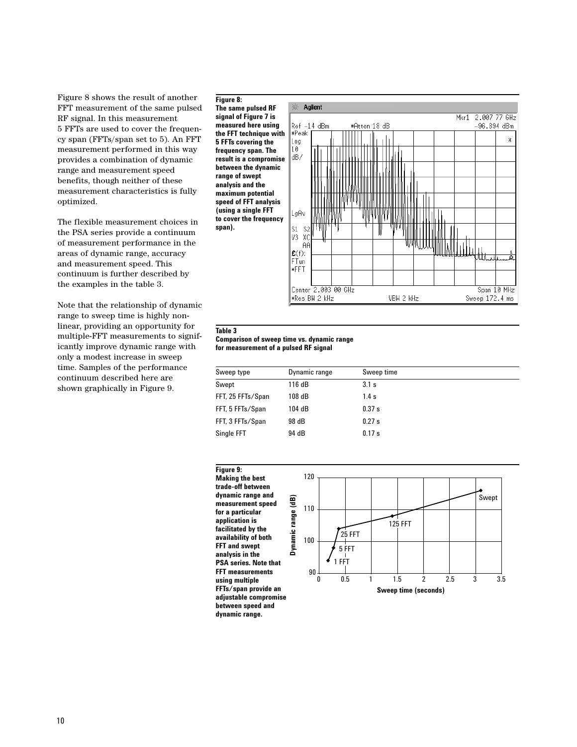Figure 8 shows the result of another FFT measurement of the same pulsed RF signal. In this measurement 5 FFTs are used to cover the frequency span (FFTs/span set to 5). An FFT measurement performed in this way provides a combination of dynamic range and measurement speed benefits, though neither of these measurement characteristics is fully optimized.

The flexible measurement choices in the PSA series provide a continuum of measurement performance in the areas of dynamic range, accuracy and measurement speed. This continuum is further described by the examples in the table 3.

Note that the relationship of dynamic range to sweep time is highly non-linear, providing an opportunity for multiple-FFT measurements to significantly improve dynamic range with only a modest increase in sweep time. Samples of the performance continuum described here are shown graphically in Figure 9.

**Figure 8:**
**The same pulsed RF signal of Figure 7 is measured here using the FFT technique with 5 FFTs covering the frequency span. The result is a compromise between the dynamic range of swept analysis and the maximum potential speed of FFT analysis (using a single FFT to cover the frequency span).**

**Table 3**
**Comparison of sweep time vs. dynamic range for measurement of a pulsed RF signal**

| Sweep type | Dynamic range | Sweep time |
|---|---|---|
| Swept | 116 dB | 3.1 s |
| FFT, 25 FFTs/Span | 108 dB | 1.4 s |
| FFT, 5 FFTs/Span | 104 dB | 0.37 s |
| FFT, 3 FFTs/Span | 98 dB | 0.27 s |
| Single FFT | 94 dB | 0.17 s |

**Figure 9:**
**Making the best trade-off between dynamic range and measurement speed for a particular application is facilitated by the availability of both FFT and swept analysis in the PSA series. Note that FFT measurements using multiple FFTs/span provide an adjustable compromise between speed and dynamic range.**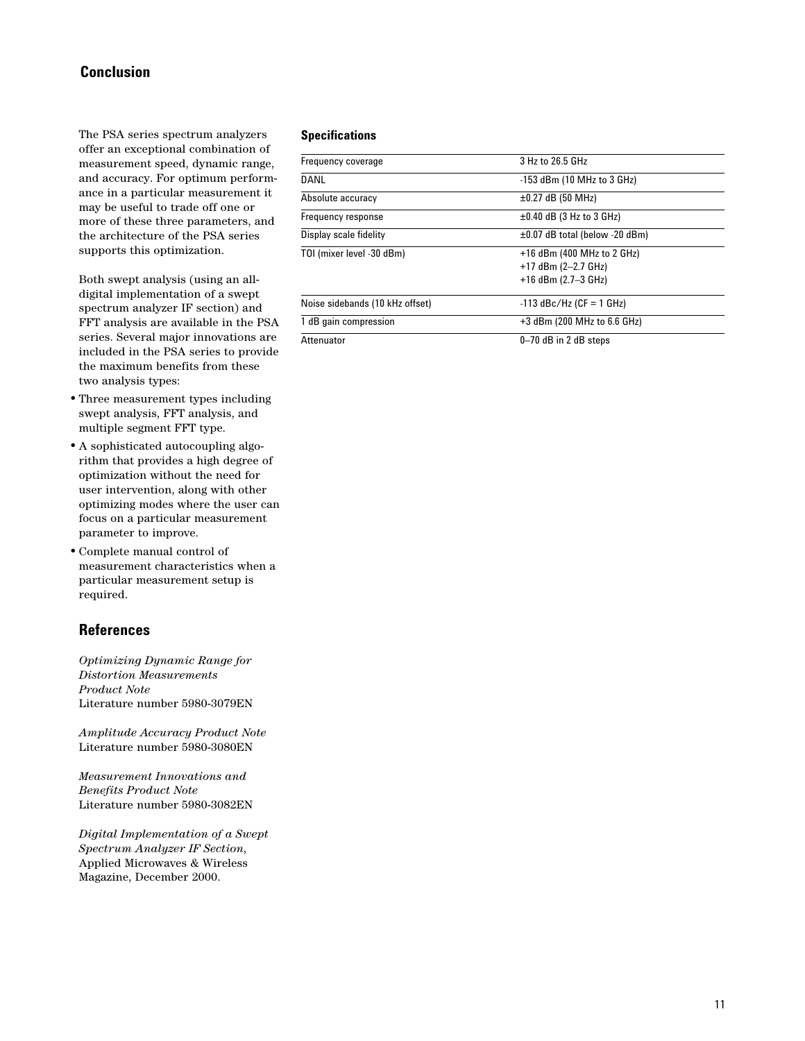## Conclusion

The PSA series spectrum analyzers offer an exceptional combination of measurement speed, dynamic range, and accuracy. For optimum performance in a particular measurement it may be useful to trade off one or more of these three parameters, and the architecture of the PSA series supports this optimization.

Both swept analysis (using an all-digital implementation of a swept spectrum analyzer IF section) and FFT analysis are available in the PSA series. Several major innovations are included in the PSA series to provide the maximum benefits from these two analysis types:

- Three measurement types including swept analysis, FFT analysis, and multiple segment FFT type.
- A sophisticated autocoupling algorithm that provides a high degree of optimization without the need for user intervention, along with other optimizing modes where the user can focus on a particular measurement parameter to improve.
- Complete manual control of measurement characteristics when a particular measurement setup is required.

## References

*Optimizing Dynamic Range for Distortion Measurements Product Note*
Literature number 5980-3079EN

*Amplitude Accuracy Product Note*
Literature number 5980-3080EN

*Measurement Innovations and Benefits Product Note*
Literature number 5980-3082EN

*Digital Implementation of a Swept Spectrum Analyzer IF Section*, Applied Microwaves & Wireless Magazine, December 2000.

### Specifications

| | |
|---|---|
| Frequency coverage | 3 Hz to 26.5 GHz |
| DANL | -153 dBm (10 MHz to 3 GHz) |
| Absolute accuracy | ±0.27 dB (50 MHz) |
| Frequency response | ±0.40 dB (3 Hz to 3 GHz) |
| Display scale fidelity | ±0.07 dB total (below -20 dBm) |
| TOI (mixer level -30 dBm) | +16 dBm (400 MHz to 2 GHz)<br>+17 dBm (2–2.7 GHz)<br>+16 dBm (2.7–3 GHz) |
| Noise sidebands (10 kHz offset) | -113 dBc/Hz (CF = 1 GHz) |
| 1 dB gain compression | +3 dBm (200 MHz to 6.6 GHz) |
| Attenuator | 0–70 dB in 2 dB steps |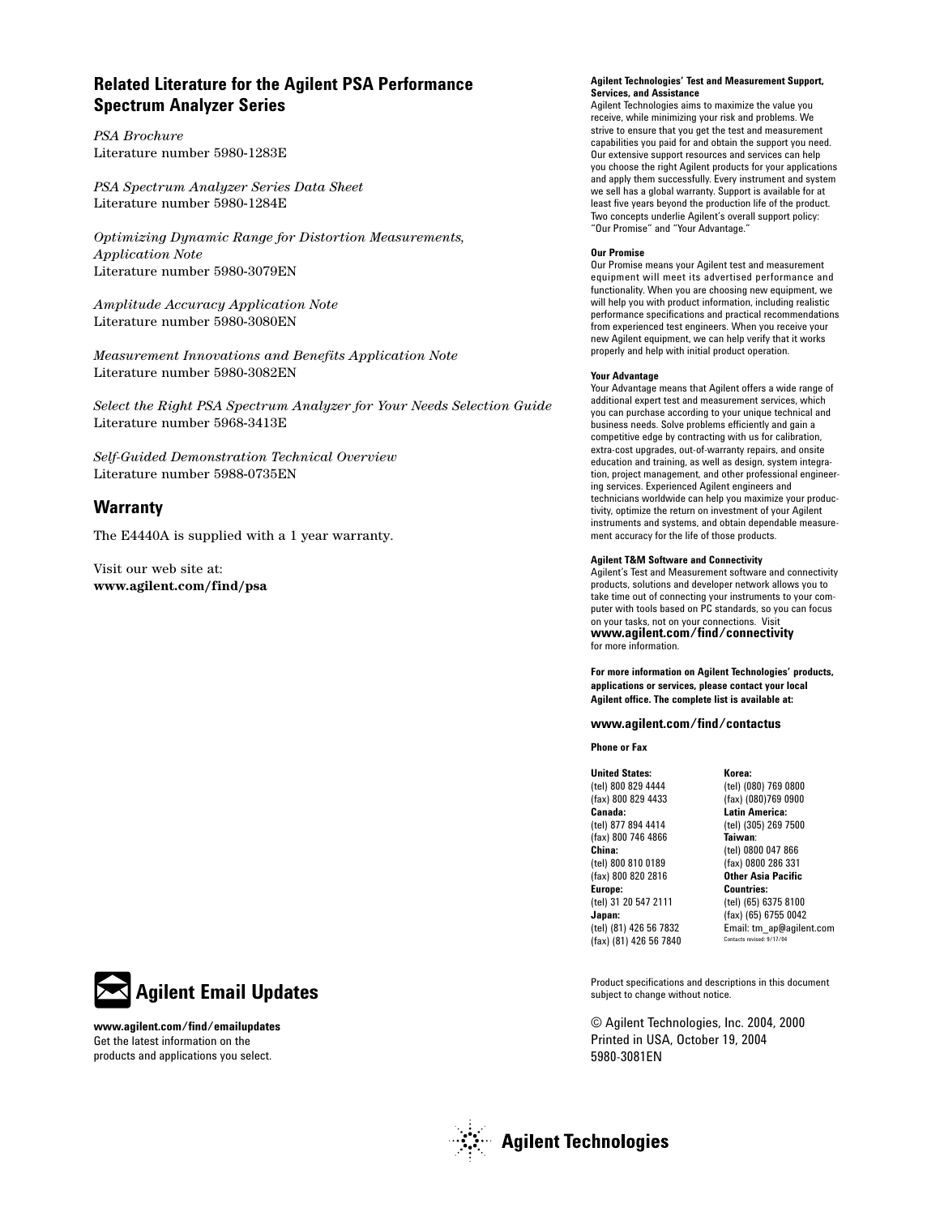## Related Literature for the Agilent PSA Performance Spectrum Analyzer Series

*PSA Brochure*
Literature number 5980-1283E

*PSA Spectrum Analyzer Series Data Sheet*
Literature number 5980-1284E

*Optimizing Dynamic Range for Distortion Measurements, Application Note*
Literature number 5980-3079EN

*Amplitude Accuracy Application Note*
Literature number 5980-3080EN

*Measurement Innovations and Benefits Application Note*
Literature number 5980-3082EN

*Select the Right PSA Spectrum Analyzer for Your Needs Selection Guide*
Literature number 5968-3413E

*Self-Guided Demonstration Technical Overview*
Literature number 5988-0735EN

## Warranty

The E4440A is supplied with a 1 year warranty.

Visit our web site at:
**www.agilent.com/find/psa**

### Agilent Email Updates

**www.agilent.com/find/emailupdates**
Get the latest information on the products and applications you select.

**Agilent Technologies' Test and Measurement Support, Services, and Assistance**
Agilent Technologies aims to maximize the value you receive, while minimizing your risk and problems. We strive to ensure that you get the test and measurement capabilities you paid for and obtain the support you need. Our extensive support resources and services can help you choose the right Agilent products for your applications and apply them successfully. Every instrument and system we sell has a global warranty. Support is available for at least five years beyond the production life of the product. Two concepts underlie Agilent's overall support policy: "Our Promise" and "Your Advantage."

**Our Promise**
Our Promise means your Agilent test and measurement equipment will meet its advertised performance and functionality. When you are choosing new equipment, we will help you with product information, including realistic performance specifications and practical recommendations from experienced test engineers. When you receive your new Agilent equipment, we can help verify that it works properly and help with initial product operation.

**Your Advantage**
Your Advantage means that Agilent offers a wide range of additional expert test and measurement services, which you can purchase according to your unique technical and business needs. Solve problems efficiently and gain a competitive edge by contracting with us for calibration, extra-cost upgrades, out-of-warranty repairs, and onsite education and training, as well as design, system integration, project management, and other professional engineering services. Experienced Agilent engineers and technicians worldwide can help you maximize your productivity, optimize the return on investment of your Agilent instruments and systems, and obtain dependable measurement accuracy for the life of those products.

**Agilent T&M Software and Connectivity**
Agilent's Test and Measurement software and connectivity products, solutions and developer network allows you to take time out of connecting your instruments to your computer with tools based on PC standards, so you can focus on your tasks, not on your connections. Visit
**www.agilent.com/find/connectivity**
for more information.

**For more information on Agilent Technologies' products, applications or services, please contact your local Agilent office. The complete list is available at:**

**www.agilent.com/find/contactus**

**Phone or Fax**

**United States:**
(tel) 800 829 4444
(fax) 800 829 4433
**Canada:**
(tel) 877 894 4414
(fax) 800 746 4866
**China:**
(tel) 800 810 0189
(fax) 800 820 2816
**Europe:**
(tel) 31 20 547 2111
**Japan:**
(tel) (81) 426 56 7832
(fax) (81) 426 56 7840
**Korea:**
(tel) (080) 769 0800
(fax) (080)769 0900
**Latin America:**
(tel) (305) 269 7500
**Taiwan**:
(tel) 0800 047 866
(fax) 0800 286 331
**Other Asia Pacific Countries:**
(tel) (65) 6375 8100
(fax) (65) 6755 0042
Email: tm_ap@agilent.com
Contacts revised: 9/17/04

Product specifications and descriptions in this document subject to change without notice.

© Agilent Technologies, Inc. 2004, 2000
Printed in USA, October 19, 2004
5980-3081EN

Agilent Technologies